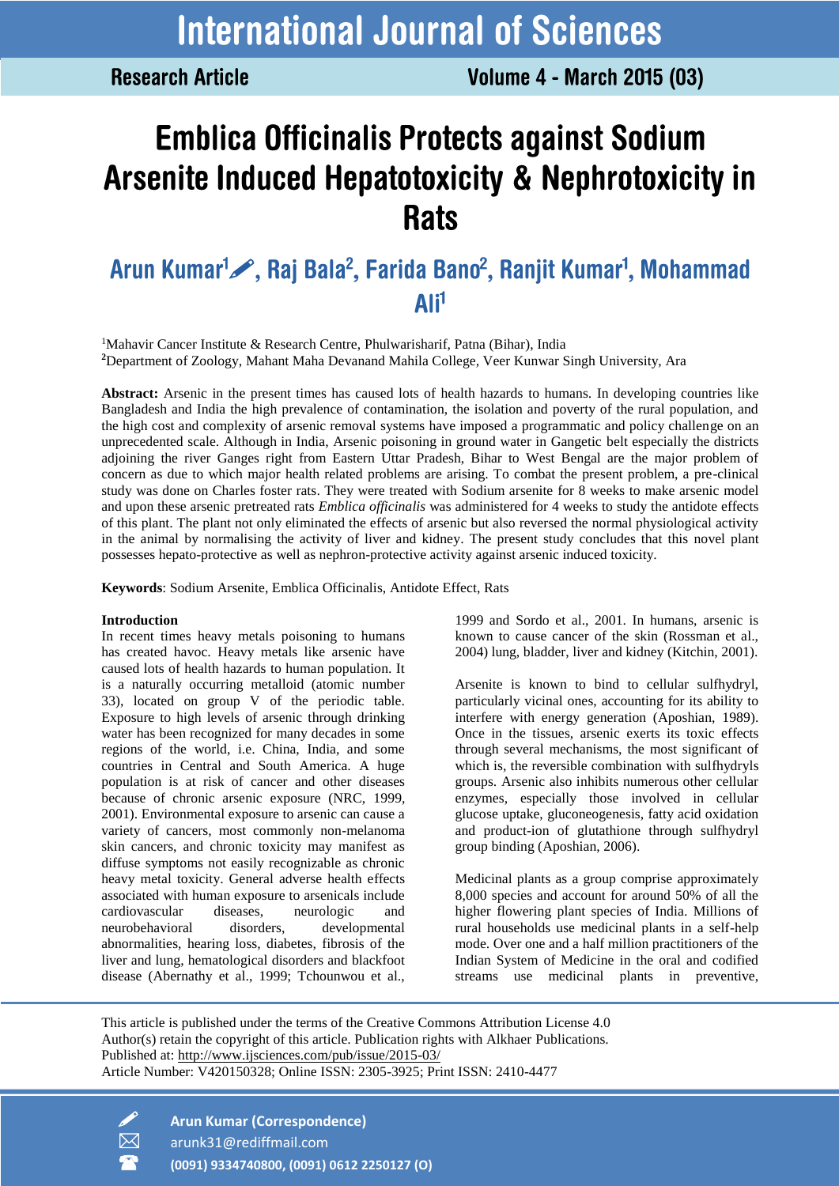# Emblica Officinalis Protects against Sodium Arsenite Induced Hepatotoxicity & Nephrotoxicity in Rats

## Arun Kumar[1], Raj Bala[2], Farida Bano[2], Ranjit Kumar[1], Mohammad Ali[1]

[1]Mahavir Cancer Institute & Research Centre, Phulwarisharif, Patna (Bihar), India
[2]Department of Zoology, Mahant Maha Devanand Mahila College, Veer Kunwar Singh University, Ara

**Abstract:** Arsenic in the present times has caused lots of health hazards to humans. In developing countries like Bangladesh and India the high prevalence of contamination, the isolation and poverty of the rural population, and the high cost and complexity of arsenic removal systems have imposed a programmatic and policy challenge on an unprecedented scale. Although in India, Arsenic poisoning in ground water in Gangetic belt especially the districts adjoining the river Ganges right from Eastern Uttar Pradesh, Bihar to West Bengal are the major problem of concern as due to which major health related problems are arising. To combat the present problem, a pre-clinical study was done on Charles foster rats. They were treated with Sodium arsenite for 8 weeks to make arsenic model and upon these arsenic pretreated rats *Emblica officinalis* was administered for 4 weeks to study the antidote effects of this plant. The plant not only eliminated the effects of arsenic but also reversed the normal physiological activity in the animal by normalising the activity of liver and kidney. The present study concludes that this novel plant possesses hepato-protective as well as nephron-protective activity against arsenic induced toxicity.

**Keywords**: Sodium Arsenite, Emblica Officinalis, Antidote Effect, Rats

**Introduction**

In recent times heavy metals poisoning to humans has created havoc. Heavy metals like arsenic have caused lots of health hazards to human population. It is a naturally occurring metalloid (atomic number 33), located on group V of the periodic table. Exposure to high levels of arsenic through drinking water has been recognized for many decades in some regions of the world, i.e. China, India, and some countries in Central and South America. A huge population is at risk of cancer and other diseases because of chronic arsenic exposure (NRC, 1999, 2001). Environmental exposure to arsenic can cause a variety of cancers, most commonly non-melanoma skin cancers, and chronic toxicity may manifest as diffuse symptoms not easily recognizable as chronic heavy metal toxicity. General adverse health effects associated with human exposure to arsenicals include cardiovascular diseases, neurologic and neurobehavioral disorders, developmental abnormalities, hearing loss, diabetes, fibrosis of the liver and lung, hematological disorders and blackfoot disease (Abernathy et al., 1999; Tchounwou et al., 1999 and Sordo et al., 2001. In humans, arsenic is known to cause cancer of the skin (Rossman et al., 2004) lung, bladder, liver and kidney (Kitchin, 2001).

Arsenite is known to bind to cellular sulfhydryl, particularly vicinal ones, accounting for its ability to interfere with energy generation (Aposhian, 1989). Once in the tissues, arsenic exerts its toxic effects through several mechanisms, the most significant of which is, the reversible combination with sulfhydryls groups. Arsenic also inhibits numerous other cellular enzymes, especially those involved in cellular glucose uptake, gluconeogenesis, fatty acid oxidation and product-ion of glutathione through sulfhydryl group binding (Aposhian, 2006).

Medicinal plants as a group comprise approximately 8,000 species and account for around 50% of all the higher flowering plant species of India. Millions of rural households use medicinal plants in a self-help mode. Over one and a half million practitioners of the Indian System of Medicine in the oral and codified streams use medicinal plants in preventive,

This article is published under the terms of the Creative Commons Attribution License 4.0
Author(s) retain the copyright of this article. Publication rights with Alkhaer Publications.
Published at: http://www.ijsciences.com/pub/issue/2015-03/
Article Number: V420150328; Online ISSN: 2305-3925; Print ISSN: 2410-4477

**Arun Kumar (Correspondence)**
arunk31@rediffmail.com
**(0091) 9334740800, (0091) 0612 2250127 (O)**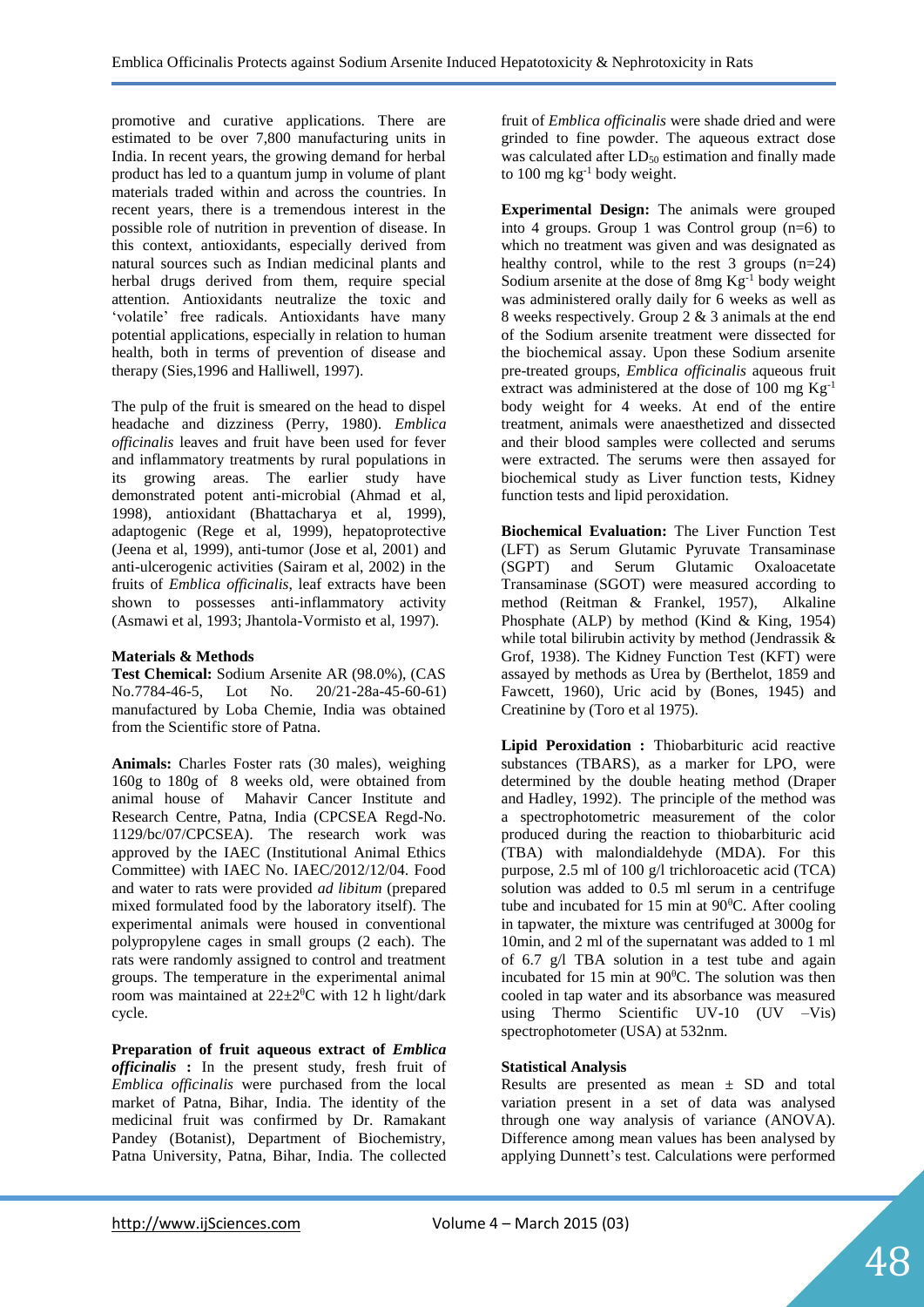promotive and curative applications. There are estimated to be over 7,800 manufacturing units in India. In recent years, the growing demand for herbal product has led to a quantum jump in volume of plant materials traded within and across the countries. In recent years, there is a tremendous interest in the possible role of nutrition in prevention of disease. In this context, antioxidants, especially derived from natural sources such as Indian medicinal plants and herbal drugs derived from them, require special attention. Antioxidants neutralize the toxic and 'volatile' free radicals. Antioxidants have many potential applications, especially in relation to human health, both in terms of prevention of disease and therapy (Sies,1996 and Halliwell, 1997).

The pulp of the fruit is smeared on the head to dispel headache and dizziness (Perry, 1980). *Emblica officinalis* leaves and fruit have been used for fever and inflammatory treatments by rural populations in its growing areas. The earlier study have demonstrated potent anti-microbial (Ahmad et al, 1998), antioxidant (Bhattacharya et al, 1999), adaptogenic (Rege et al, 1999), hepatoprotective (Jeena et al, 1999), anti-tumor (Jose et al, 2001) and anti-ulcerogenic activities (Sairam et al, 2002) in the fruits of *Emblica officinalis*, leaf extracts have been shown to possesses anti-inflammatory activity (Asmawi et al, 1993; Jhantola-Vormisto et al, 1997).

## Materials & Methods

**Test Chemical:** Sodium Arsenite AR (98.0%), (CAS No.7784-46-5, Lot No. 20/21-28a-45-60-61) manufactured by Loba Chemie, India was obtained from the Scientific store of Patna.

**Animals:** Charles Foster rats (30 males), weighing 160g to 180g of 8 weeks old, were obtained from animal house of Mahavir Cancer Institute and Research Centre, Patna, India (CPCSEA Regd-No. 1129/bc/07/CPCSEA). The research work was approved by the IAEC (Institutional Animal Ethics Committee) with IAEC No. IAEC/2012/12/04. Food and water to rats were provided *ad libitum* (prepared mixed formulated food by the laboratory itself). The experimental animals were housed in conventional polypropylene cages in small groups (2 each). The rats were randomly assigned to control and treatment groups. The temperature in the experimental animal room was maintained at $22\pm2^{0}$C with 12 h light/dark cycle.

**Preparation of fruit aqueous extract of *Emblica officinalis* :** In the present study, fresh fruit of *Emblica officinalis* were purchased from the local market of Patna, Bihar, India. The identity of the medicinal fruit was confirmed by Dr. Ramakant Pandey (Botanist), Department of Biochemistry, Patna University, Patna, Bihar, India. The collected fruit of *Emblica officinalis* were shade dried and were grinded to fine powder. The aqueous extract dose was calculated after $LD_{50}$ estimation and finally made to 100 mg $kg^{-1}$ body weight.

**Experimental Design:** The animals were grouped into 4 groups. Group 1 was Control group (n=6) to which no treatment was given and was designated as healthy control, while to the rest 3 groups (n=24) Sodium arsenite at the dose of 8mg $Kg^{-1}$ body weight was administered orally daily for 6 weeks as well as 8 weeks respectively. Group 2 & 3 animals at the end of the Sodium arsenite treatment were dissected for the biochemical assay. Upon these Sodium arsenite pre-treated groups, *Emblica officinalis* aqueous fruit extract was administered at the dose of 100 mg $Kg^{-1}$ body weight for 4 weeks. At end of the entire treatment, animals were anaesthetized and dissected and their blood samples were collected and serums were extracted. The serums were then assayed for biochemical study as Liver function tests, Kidney function tests and lipid peroxidation.

**Biochemical Evaluation:** The Liver Function Test (LFT) as Serum Glutamic Pyruvate Transaminase (SGPT) and Serum Glutamic Oxaloacetate Transaminase (SGOT) were measured according to method (Reitman & Frankel, 1957), Alkaline Phosphate (ALP) by method (Kind & King, 1954) while total bilirubin activity by method (Jendrassik & Grof, 1938). The Kidney Function Test (KFT) were assayed by methods as Urea by (Berthelot, 1859 and Fawcett, 1960), Uric acid by (Bones, 1945) and Creatinine by (Toro et al 1975).

**Lipid Peroxidation :** Thiobarbituric acid reactive substances (TBARS), as a marker for LPO, were determined by the double heating method (Draper and Hadley, 1992). The principle of the method was a spectrophotometric measurement of the color produced during the reaction to thiobarbituric acid (TBA) with malondialdehyde (MDA). For this purpose, 2.5 ml of 100 g/l trichloroacetic acid (TCA) solution was added to 0.5 ml serum in a centrifuge tube and incubated for 15 min at $90^{0}$C. After cooling in tapwater, the mixture was centrifuged at 3000g for 10min, and 2 ml of the supernatant was added to 1 ml of 6.7 g/l TBA solution in a test tube and again incubated for 15 min at $90^{0}$C. The solution was then cooled in tap water and its absorbance was measured using Thermo Scientific UV-10 (UV –Vis) spectrophotometer (USA) at 532nm.

## Statistical Analysis

Results are presented as mean ± SD and total variation present in a set of data was analysed through one way analysis of variance (ANOVA). Difference among mean values has been analysed by applying Dunnett's test. Calculations were performed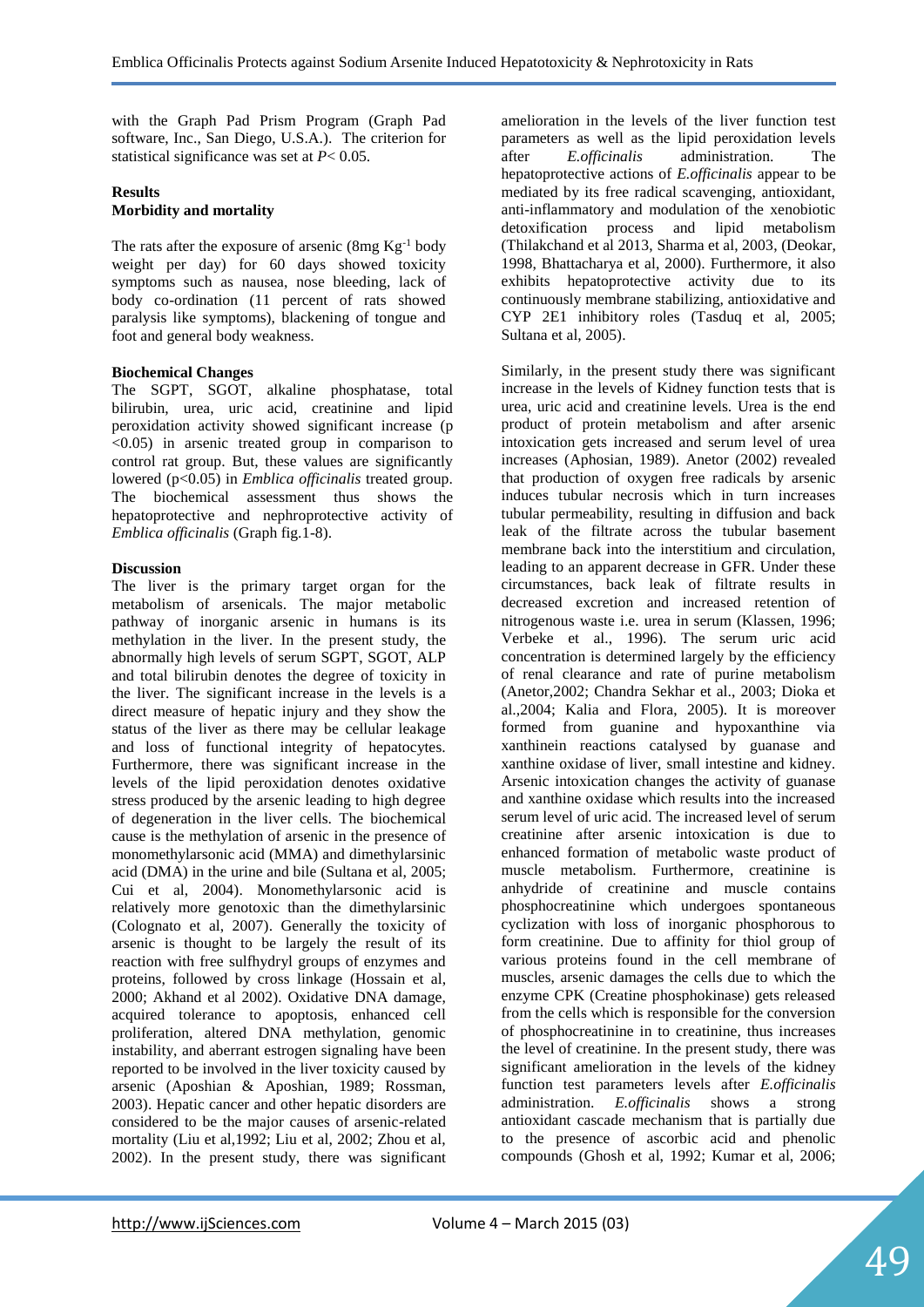with the Graph Pad Prism Program (Graph Pad software, Inc., San Diego, U.S.A.). The criterion for statistical significance was set at $P < 0.05$.

## Results

### Morbidity and mortality

The rats after the exposure of arsenic (8mg $Kg^{-1}$ body weight per day) for 60 days showed toxicity symptoms such as nausea, nose bleeding, lack of body co-ordination (11 percent of rats showed paralysis like symptoms), blackening of tongue and foot and general body weakness.

### Biochemical Changes

The SGPT, SGOT, alkaline phosphatase, total bilirubin, urea, uric acid, creatinine and lipid peroxidation activity showed significant increase ($p < 0.05$) in arsenic treated group in comparison to control rat group. But, these values are significantly lowered ($p < 0.05$) in *Emblica officinalis* treated group. The biochemical assessment thus shows the hepatoprotective and nephroprotective activity of *Emblica officinalis* (Graph fig.1-8).

## Discussion

The liver is the primary target organ for the metabolism of arsenicals. The major metabolic pathway of inorganic arsenic in humans is its methylation in the liver. In the present study, the abnormally high levels of serum SGPT, SGOT, ALP and total bilirubin denotes the degree of toxicity in the liver. The significant increase in the levels is a direct measure of hepatic injury and they show the status of the liver as there may be cellular leakage and loss of functional integrity of hepatocytes. Furthermore, there was significant increase in the levels of the lipid peroxidation denotes oxidative stress produced by the arsenic leading to high degree of degeneration in the liver cells. The biochemical cause is the methylation of arsenic in the presence of monomethylarsonic acid (MMA) and dimethylarsinic acid (DMA) in the urine and bile (Sultana et al, 2005; Cui et al, 2004). Monomethylarsonic acid is relatively more genotoxic than the dimethylarsinic (Colognato et al, 2007). Generally the toxicity of arsenic is thought to be largely the result of its reaction with free sulfhydryl groups of enzymes and proteins, followed by cross linkage (Hossain et al, 2000; Akhand et al 2002). Oxidative DNA damage, acquired tolerance to apoptosis, enhanced cell proliferation, altered DNA methylation, genomic instability, and aberrant estrogen signaling have been reported to be involved in the liver toxicity caused by arsenic (Aposhian & Aposhian, 1989; Rossman, 2003). Hepatic cancer and other hepatic disorders are considered to be the major causes of arsenic-related mortality (Liu et al,1992; Liu et al, 2002; Zhou et al, 2002). In the present study, there was significant amelioration in the levels of the liver function test parameters as well as the lipid peroxidation levels after *E.officinalis* administration. The hepatoprotective actions of *E.officinalis* appear to be mediated by its free radical scavenging, antioxidant, anti-inflammatory and modulation of the xenobiotic detoxification process and lipid metabolism (Thilakchand et al 2013, Sharma et al, 2003, (Deokar, 1998, Bhattacharya et al, 2000). Furthermore, it also exhibits hepatoprotective activity due to its continuously membrane stabilizing, antioxidative and CYP 2E1 inhibitory roles (Tasduq et al, 2005; Sultana et al, 2005).

Similarly, in the present study there was significant increase in the levels of Kidney function tests that is urea, uric acid and creatinine levels. Urea is the end product of protein metabolism and after arsenic intoxication gets increased and serum level of urea increases (Aphosian, 1989). Anetor (2002) revealed that production of oxygen free radicals by arsenic induces tubular necrosis which in turn increases tubular permeability, resulting in diffusion and back leak of the filtrate across the tubular basement membrane back into the interstitium and circulation, leading to an apparent decrease in GFR. Under these circumstances, back leak of filtrate results in decreased excretion and increased retention of nitrogenous waste i.e. urea in serum (Klassen, 1996; Verbeke et al., 1996). The serum uric acid concentration is determined largely by the efficiency of renal clearance and rate of purine metabolism (Anetor,2002; Chandra Sekhar et al., 2003; Dioka et al.,2004; Kalia and Flora, 2005). It is moreover formed from guanine and hypoxanthine via xanthinein reactions catalysed by guanase and xanthine oxidase of liver, small intestine and kidney. Arsenic intoxication changes the activity of guanase and xanthine oxidase which results into the increased serum level of uric acid. The increased level of serum creatinine after arsenic intoxication is due to enhanced formation of metabolic waste product of muscle metabolism. Furthermore, creatinine is anhydride of creatinine and muscle contains phosphocreatinine which undergoes spontaneous cyclization with loss of inorganic phosphorous to form creatinine. Due to affinity for thiol group of various proteins found in the cell membrane of muscles, arsenic damages the cells due to which the enzyme CPK (Creatine phosphokinase) gets released from the cells which is responsible for the conversion of phosphocreatinine in to creatinine, thus increases the level of creatinine. In the present study, there was significant amelioration in the levels of the kidney function test parameters levels after *E.officinalis* administration. *E.officinalis* shows a strong antioxidant cascade mechanism that is partially due to the presence of ascorbic acid and phenolic compounds (Ghosh et al, 1992; Kumar et al, 2006;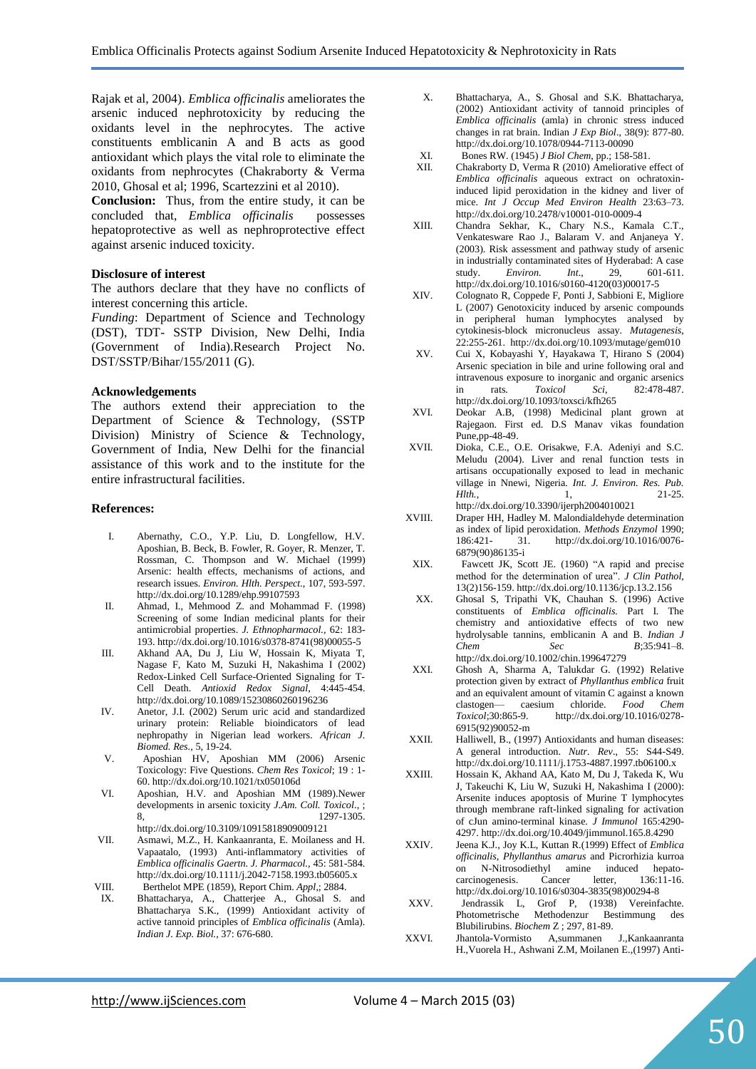Rajak et al, 2004). *Emblica officinalis* ameliorates the arsenic induced nephrotoxicity by reducing the oxidants level in the nephrocytes. The active constituents emblicanin A and B acts as good antioxidant which plays the vital role to eliminate the oxidants from nephrocytes (Chakraborty & Verma 2010, Ghosal et al; 1996, Scartezzini et al 2010).

**Conclusion:** Thus, from the entire study, it can be concluded that, *Emblica officinalis* possesses hepatoprotective as well as nephroprotective effect against arsenic induced toxicity.

### Disclosure of interest

The authors declare that they have no conflicts of interest concerning this article.

*Funding*: Department of Science and Technology (DST), TDT- SSTP Division, New Delhi, India (Government of India).Research Project No. DST/SSTP/Bihar/155/2011 (G).

### Acknowledgements

The authors extend their appreciation to the Department of Science & Technology, (SSTP Division) Ministry of Science & Technology, Government of India, New Delhi for the financial assistance of this work and to the institute for the entire infrastructural facilities.

### References:

I. Abernathy, C.O., Y.P. Liu, D. Longfellow, H.V. Aposhian, B. Beck, B. Fowler, R. Goyer, R. Menzer, T. Rossman, C. Thompson and W. Michael (1999) Arsenic: health effects, mechanisms of actions, and research issues. *Environ. Hlth. Perspect.*, 107, 593-597. http://dx.doi.org/10.1289/ehp.99107593
II. Ahmad, I., Mehmood Z. and Mohammad F. (1998) Screening of some Indian medicinal plants for their antimicrobial properties. *J. Ethnopharmacol.*, 62: 183-193. http://dx.doi.org/10.1016/s0378-8741(98)00055-5
III. Akhand AA, Du J, Liu W, Hossain K, Miyata T, Nagase F, Kato M, Suzuki H, Nakashima I (2002) Redox-Linked Cell Surface-Oriented Signaling for T-Cell Death. *Antioxid Redox Signal*, 4:445-454. http://dx.doi.org/10.1089/15230860260196236
IV. Anetor, J.I. (2002) Serum uric acid and standardized urinary protein: Reliable bioindicators of lead nephropathy in Nigerian lead workers. *African J. Biomed. Res.*, 5, 19-24.
V. Aposhian HV, Aposhian MM (2006) Arsenic Toxicology: Five Questions. *Chem Res Toxicol*; 19 : 1-60. http://dx.doi.org/10.1021/tx050106d
VI. Aposhian, H.V. and Aposhian MM (1989).Newer developments in arsenic toxicity *J.Am. Coll. Toxicol.*, ; 8, 1297-1305. http://dx.doi.org/10.3109/10915818909009121
VII. Asmawi, M.Z., H. Kankaanranta, E. Moilaness and H. Vapaatalo, (1993) Anti-inflammatory activities of *Emblica officinalis Gaertn. J. Pharmacol.*, 45: 581-584. http://dx.doi.org/10.1111/j.2042-7158.1993.tb05605.x
VIII. Berthelot MPE (1859), Report Chim. *Appl*,; 2884.
IX. Bhattacharya, A., Chatterjee A., Ghosal S. and Bhattacharya S.K., (1999) Antioxidant activity of active tannoid principles of *Emblica officinalis* (Amla). *Indian J. Exp. Biol.*, 37: 676-680.
X. Bhattacharya, A., S. Ghosal and S.K. Bhattacharya, (2002) Antioxidant activity of tannoid principles of *Emblica officinalis* (amla) in chronic stress induced changes in rat brain. Indian *J Exp Biol*., 38(9): 877-80. http://dx.doi.org/10.1078/0944-7113-00090
XI. Bones RW. (1945) *J Biol Chem*, pp.; 158-581.
XII. Chakraborty D, Verma R (2010) Ameliorative effect of *Emblica officinalis* aqueous extract on ochratoxin-induced lipid peroxidation in the kidney and liver of mice. *Int J Occup Med Environ Health* 23:63–73. http://dx.doi.org/10.2478/v10001-010-0009-4
XIII. Chandra Sekhar, K., Chary N.S., Kamala C.T., Venkatesware Rao J., Balaram V. and Anjaneya Y. (2003). Risk assessment and pathway study of arsenic in industrially contaminated sites of Hyderabad: A case study. *Environ. Int*., 29, 601-611. http://dx.doi.org/10.1016/s0160-4120(03)00017-5
XIV. Colognato R, Coppede F, Ponti J, Sabbioni E, Migliore L (2007) Genotoxicity induced by arsenic compounds in peripheral human lymphocytes analysed by cytokinesis-block micronucleus assay. *Mutagenesis*, 22:255-261. http://dx.doi.org/10.1093/mutage/gem010
XV. Cui X, Kobayashi Y, Hayakawa T, Hirano S (2004) Arsenic speciation in bile and urine following oral and intravenous exposure to inorganic and organic arsenics in rats. *Toxicol Sci*, 82:478-487. http://dx.doi.org/10.1093/toxsci/kfh265
XVI. Deokar A.B, (1998) Medicinal plant grown at Rajegaon. First ed. D.S Manav vikas foundation Pune,pp-48-49.
XVII. Dioka, C.E., O.E. Orisakwe, F.A. Adeniyi and S.C. Meludu (2004). Liver and renal function tests in artisans occupationally exposed to lead in mechanic village in Nnewi, Nigeria. *Int. J. Environ. Res. Pub. Hlth.*, 1, 21-25. http://dx.doi.org/10.3390/ijerph2004010021
XVIII. Draper HH, Hadley M. Malondialdehyde determination as index of lipid peroxidation. *Methods Enzymol* 1990; 186:421- 31. http://dx.doi.org/10.1016/0076-6879(90)86135-i
XIX. Fawcett JK, Scott JE. (1960) "A rapid and precise method for the determination of urea". *J Clin Pathol*, 13(2)156-159. http://dx.doi.org/10.1136/jcp.13.2.156
XX. Ghosal S, Tripathi VK, Chauhan S. (1996) Active constituents of *Emblica officinalis.* Part I. The chemistry and antioxidative effects of two new hydrolysable tannins, emblicanin A and B. *Indian J Chem Sec B*;35:941–8. http://dx.doi.org/10.1002/chin.199647279
XXI. Ghosh A, Sharma A, Talukdar G. (1992) Relative protection given by extract of *Phyllanthus emblica* fruit and an equivalent amount of vitamin C against a known clastogen— caesium chloride. *Food Chem Toxicol*;30:865-9. http://dx.doi.org/10.1016/0278-6915(92)90052-m
XXII. Halliwell, B., (1997) Antioxidants and human diseases: A general introduction. *Nutr. Rev*., 55: S44-S49. http://dx.doi.org/10.1111/j.1753-4887.1997.tb06100.x
XXIII. Hossain K, Akhand AA, Kato M, Du J, Takeda K, Wu J, Takeuchi K, Liu W, Suzuki H, Nakashima I (2000): Arsenite induces apoptosis of Murine T lymphocytes through membrane raft-linked signaling for activation of cJun amino-terminal kinase. *J Immunol* 165:4290-4297. http://dx.doi.org/10.4049/jimmunol.165.8.4290
XXIV. Jeena K.J., Joy K.L, Kuttan R.(1999) Effect of *Emblica officinalis, Phyllanthus amarus* and Picrorhizia kurroa on N-Nitrosodiethyl amine induced hepato-carcinogenesis. Cancer letter, 136:11-16. http://dx.doi.org/10.1016/s0304-3835(98)00294-8
XXV. Jendrassik L, Grof P, (1938) Vereinfachte. Photometrische Methodenzur Bestimmung des Blubilirubins. *Biochem Z* ; 297, 81-89.
XXVI. Jhantola-Vormisto A,summanen J.,Kankaanranta H.,Vuorela H., Ashwani Z.M, Moilanen E.,(1997) Anti-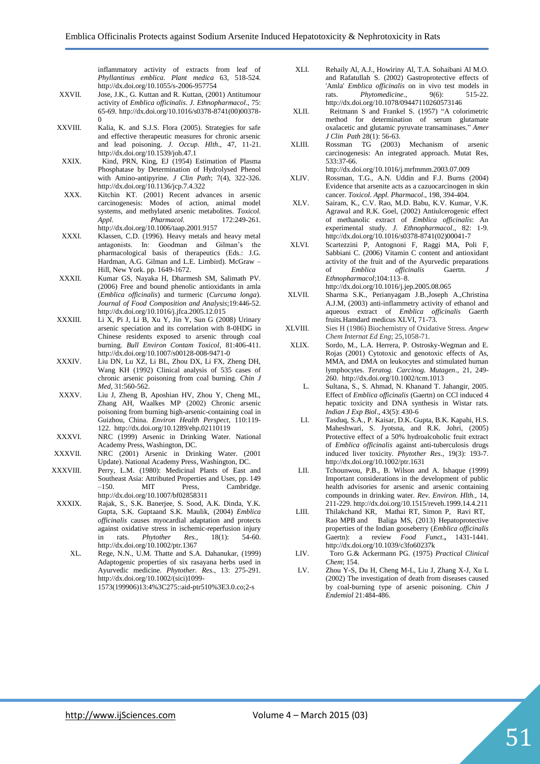inflammatory activity of extracts from leaf of *Phyllantinus emblica*. *Plant medica* 63, 518-524. http://dx.doi.org/10.1055/s-2006-957754

XXVII. Jose, J.K., G. Kuttan and R. Kuttan, (2001) Antitumour activity of *Emblica officinalis*. *J. Ethnopharmacol*., 75: 65-69. http://dx.doi.org/10.1016/s0378-8741(00)00378-0

XXVIII. Kalia, K. and S.J.S. Flora (2005). Strategies for safe and effective therapeutic measures for chronic arsenic and lead poisoning. *J. Occup. Hlth*., 47, 11-21. http://dx.doi.org/10.1539/joh.47.1

XXIX. Kind, PRN, King, EJ (1954) Estimation of Plasma Phosphatase by Determination of Hydrolysed Phenol with Amino-antipyrine. *J Clin Path*; 7(4), 322-326. http://dx.doi.org/10.1136/jcp.7.4.322

XXX. Kitchin KT. (2001) Recent advances in arsenic carcinogenesis: Modes of action, animal model systems, and methylated arsenic metabolites. *Toxicol. Appl. Pharmacol.* 172:249-261. http://dx.doi.org/10.1006/taap.2001.9157

XXXI. Klassen, C.D. (1996). Heavy metals and heavy metal antagonists. In: Goodman and Gilman's the pharmacological basis of therapeutics (Eds.: J.G. Hardman, A.G. Gilman and L.E. Limbird). McGraw – Hill, New York. pp. 1649-1672.

XXXII. Kumar GS, Nayaka H, Dharmesh SM, Salimath PV. (2006) Free and bound phenolic antioxidants in amla (*Emblica officinalis*) and turmeric (*Curcuma longa*). *Journal of Food Composition and Analysis*;19:446-52. http://dx.doi.org/10.1016/j.jfca.2005.12.015

XXXIII. Li X, Pi J, Li B, Xu Y, Jin Y, Sun G (2008) Urinary arsenic speciation and its correlation with 8-0HDG in Chinese residents exposed to arsenic through coal burning. *Bull Environ Contam Toxicol*, 81:406-411. http://dx.doi.org/10.1007/s00128-008-9471-0

XXXIV. Liu DN, Lu XZ, Li BL, Zhou DX, Li FX, Zheng DH, Wang KH (1992) Clinical analysis of 535 cases of chronic arsenic poisoning from coal burning. *Chin J Med*, 31:560-562.

XXXV. Liu J, Zheng B, Aposhian HV, Zhou Y, Cheng ML, Zhang AH, Waalkes MP (2002) Chronic arsenic poisoning from burning high-arsenic-containing coal in Guizhou, China. *Environ Health Perspect*, 110:119-122. http://dx.doi.org/10.1289/ehp.02110119

XXXVI. NRC (1999) Arsenic in Drinking Water. National Academy Press, Washington, DC.

XXXVII. NRC (2001) Arsenic in Drinking Water. (2001 Update). National Academy Press, Washington, DC.

XXXVIII. Perry, L.M. (1980): Medicinal Plants of East and Southeast Asia: Attributed Properties and Uses, pp. 149 –150. MIT Press, Cambridge. http://dx.doi.org/10.1007/bf02858311

XXXIX. Rajak, S., S.K. Banerjee, S. Sood, A.K. Dinda, Y.K. Gupta, S.K. Guptaand S.K. Maulik, (2004) *Emblica officinalis* causes myocardial adaptation and protects against oxidative stress in ischemic-reperfusion injury in rats. *Phytother Res.*, 18(1): 54-60. http://dx.doi.org/10.1002/ptr.1367

XL. Rege, N.N., U.M. Thatte and S.A. Dahanukar, (1999) Adaptogenic properties of six rasayana herbs used in Ayurvedic medicine. *Phytother. Res.,* 13: 275-291. http://dx.doi.org/10.1002/(sici)1099-1573(199906)13:4%3C275::aid-ptr510%3E3.0.co;2-s

XLI. Rehaily Al, A.J., Howiriny Al, T.A. Sohaibani Al M.O. and Rafatullah S. (2002) Gastroprotective effects of 'Amla' *Emblica officinalis* on in vivo test models in rats. *Phytomedicine*., 9(6): 515-22. http://dx.doi.org/10.1078/09447110260573146

XLII. Reitmann S and Frankel S. (1957) "A colorimetric method for determination of serum glutamate oxalacetic and glutamic pyruvate transaminases." *Amer J Clin Path* 28(1): 56-63.

XLIII. Rossman TG (2003) Mechanism of arsenic carcinogenesis: An integrated approach. Mutat Res, 533:37-66. http://dx.doi.org/10.1016/j.mrfmmm.2003.07.009

XLIV. Rossman, T.G., A.N. Uddin and F.J. Burns (2004) Evidence that arsenite acts as a cazuocarcinogen in skin cancer. *Toxicol. Appl. Pharmacol*., 198, 394-404.

XLV. Sairam, K., C.V. Rao, M.D. Babu, K.V. Kumar, V.K. Agrawal and R.K. Goel, (2002) Antiulcerogenic effect of methanolic extract of *Emblica officinalis*: An experimental study. *J. Ethnopharmacol*., 82: 1-9. http://dx.doi.org/10.1016/s0378-8741(02)00041-7

XLVI. Scartezzini P, Antognoni F, Raggi MA, Poli F, Sabbiani C. (2006) Vitamin C content and antioxidant activity of the fruit and of the Ayurvedic preparations of *Emblica officinalis* Gaertn. *J Ethnopharmacol*;104:113–8. http://dx.doi.org/10.1016/j.jep.2005.08.065

XLVII. Sharma S.K., Perianyagam J.B.,Joseph A.,Christina A.J.M, (2003) anti-inflammetry activity of ethanol and aqueous extract of *Emblica officinalis* Gaerth fruits.Hamdard medicus XLVI, 71-73.

XLVIII. Sies H (1986) Biochemistry of Oxidative Stress. *Angew Chem Internat Ed Eng*; 25,1058-71.

XLIX. Sordo, M., L.A. Herrera, P. Ostrosky-Wegman and E. Rojas (2001) Cytotoxic and genotoxic effects of As, MMA, and DMA on leukocytes and stimulated human lymphocytes. *Teratog. Carcinog. Mutagen*., 21, 249-260. http://dx.doi.org/10.1002/tcm.1013

L. Sultana, S., S. Ahmad, N. Khanand T. Jahangir, 2005. Effect of *Emblica officinalis* (Gaertn) on CCl induced 4 hepatic toxicity and DNA synthesis in Wistar rats. *Indian J Exp Biol*., 43(5): 430-6

LI. Tasduq, S.A., P. Kaisar, D.K. Gupta, B.K. Kapahi, H.S. Maheshwari, S. Jyotsna, and R.K. Johri, (2005) Protective effect of a 50% hydroalcoholic fruit extract of *Emblica officinalis* against anti-tuberculosis drugs induced liver toxicity. *Phytother Res*., 19(3): 193-7. http://dx.doi.org/10.1002/ptr.1631

LII. Tchounwou, P.B., B. Wilson and A. Ishaque (1999) Important considerations in the development of public health advisories for arsenic and arsenic containing compounds in drinking water. *Rev. Environ. Hlth.*, 14, 211-229. http://dx.doi.org/10.1515/reveh.1999.14.4.211

LIII. Thilakchand KR, Mathai RT, Simon P, Ravi RT, Rao MPB and Baliga MS, (2013) Hepatoprotective properties of the Indian gooseberry (*Emblica officinalis* Gaertn): a review *Food Funct.***,** 1431-1441. http://dx.doi.org/10.1039/c3fo60237k

LIV. Toro G.& Ackermann PG. (1975) *Practical Clinical Chem*; 154.

LV. Zhou Y-S, Du H, Cheng M-L, Liu J, Zhang X-J, Xu L (2002) The investigation of death from diseases caused by coal-burning type of arsenic poisoning. *Chin J Endemiol* 21:484-486.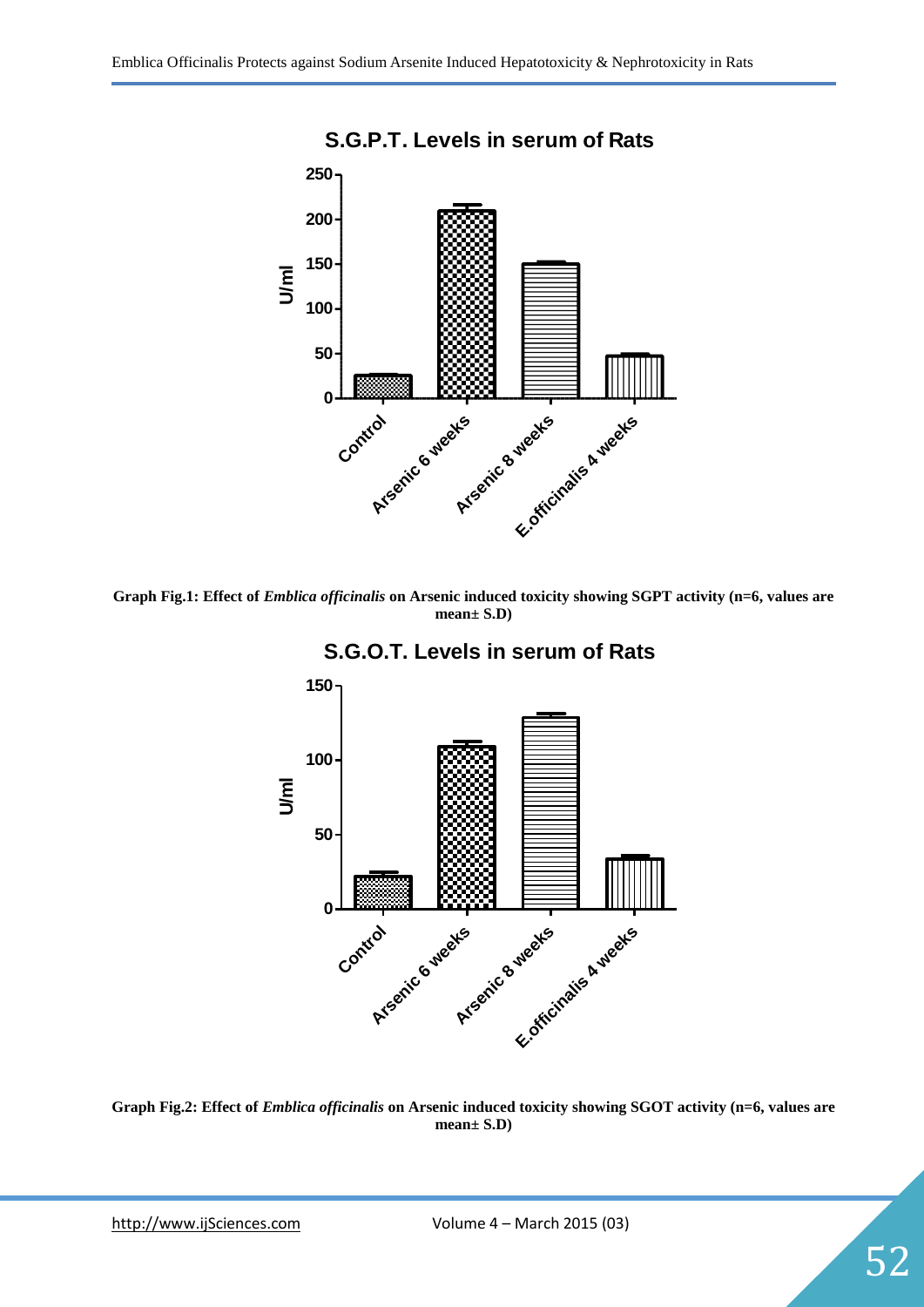**S.G.P.T. Levels in serum of Rats**

**Graph Fig.1: Effect of *Emblica officinalis* on Arsenic induced toxicity showing SGPT activity (n=6, values are mean± S.D)**

**S.G.O.T. Levels in serum of Rats**

**Graph Fig.2: Effect of *Emblica officinalis* on Arsenic induced toxicity showing SGOT activity (n=6, values are mean± S.D)**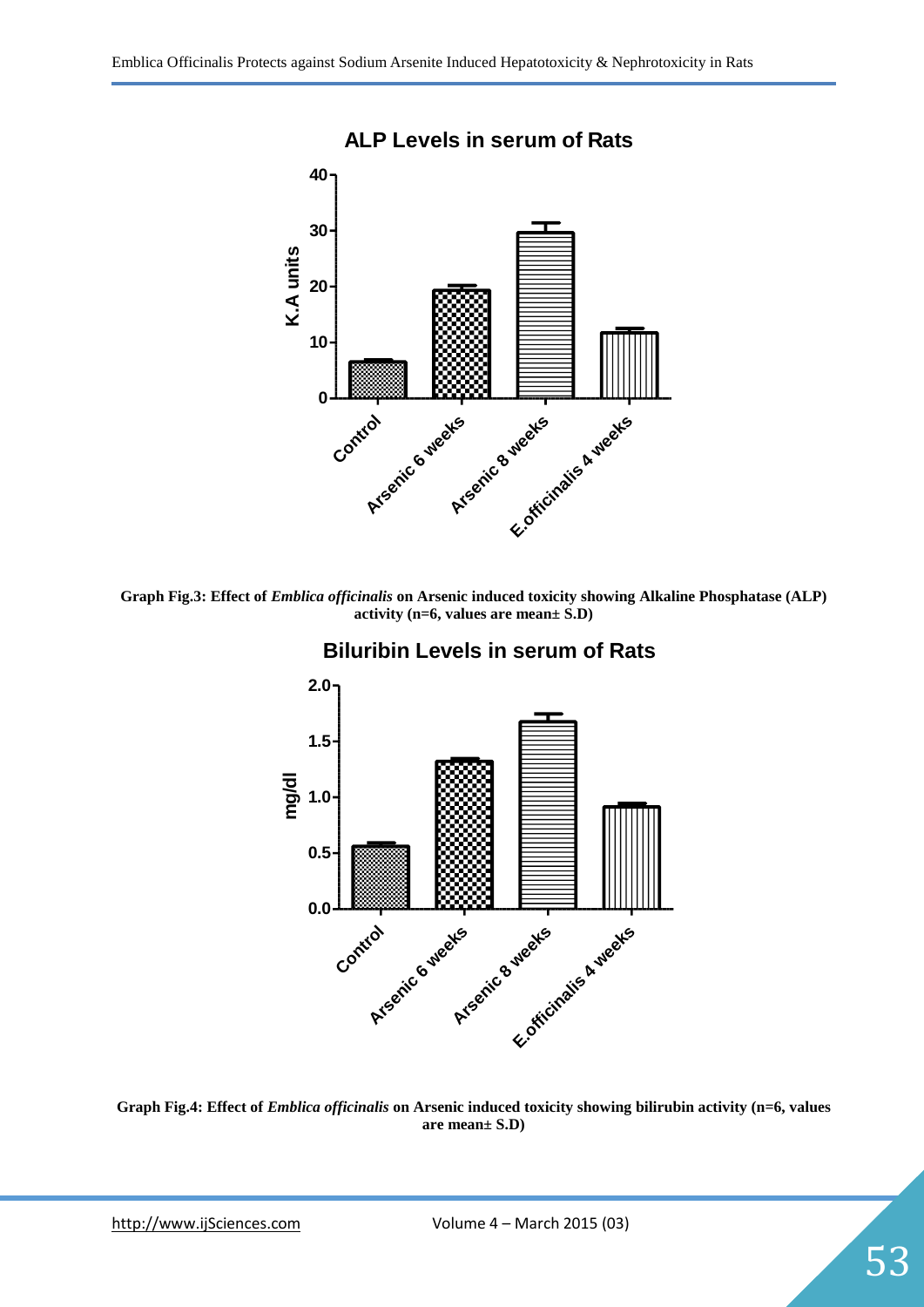**Graph Fig.3: Effect of *Emblica officinalis* on Arsenic induced toxicity showing Alkaline Phosphatase (ALP) activity (n=6, values are mean± S.D)**

**Graph Fig.4: Effect of *Emblica officinalis* on Arsenic induced toxicity showing bilirubin activity (n=6, values are mean± S.D)**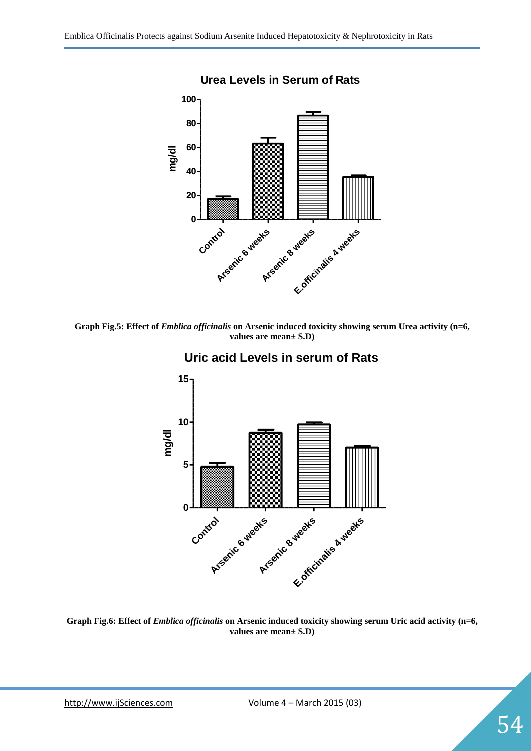**Urea Levels in Serum of Rats**

Graph Fig.5: Effect of *Emblica officinalis* on Arsenic induced toxicity showing serum Urea activity (n=6, values are mean± S.D)

**Uric acid Levels in serum of Rats**

Graph Fig.6: Effect of *Emblica officinalis* on Arsenic induced toxicity showing serum Uric acid activity (n=6, values are mean± S.D)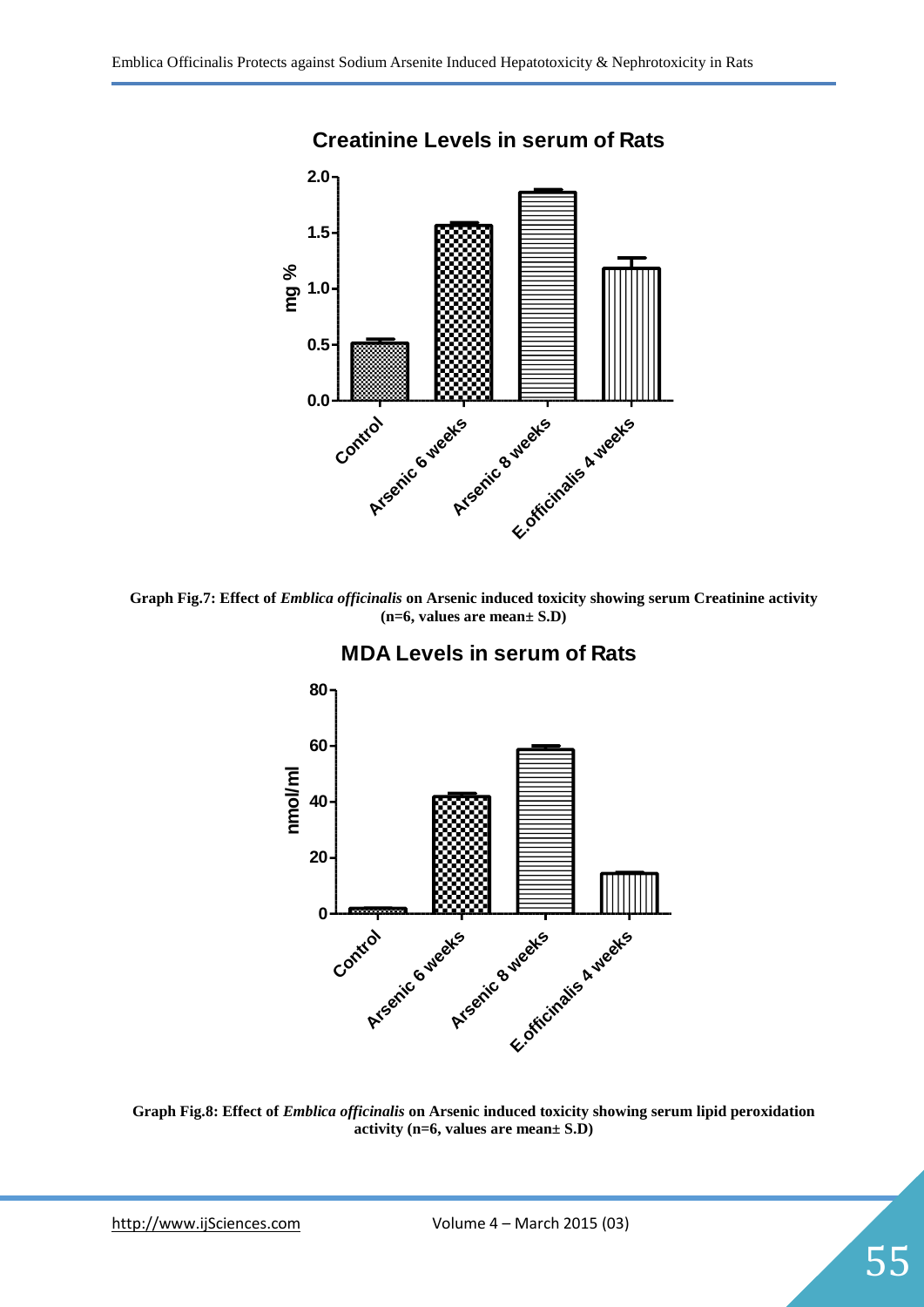**Creatinine Levels in serum of Rats**

mg %

2.0

1.5

1.0

0.5

0.0

Control

Arsenic 6 weeks

Arsenic 8 weeks

E.officinalis 4 weeks

**Graph Fig.7: Effect of *Emblica officinalis* on Arsenic induced toxicity showing serum Creatinine activity (n=6, values are mean± S.D)**

**MDA Levels in serum of Rats**

nmol/ml

80

60

40

20

0

Control

Arsenic 6 weeks

Arsenic 8 weeks

E.officinalis 4 weeks

**Graph Fig.8: Effect of *Emblica officinalis* on Arsenic induced toxicity showing serum lipid peroxidation activity (n=6, values are mean± S.D)**